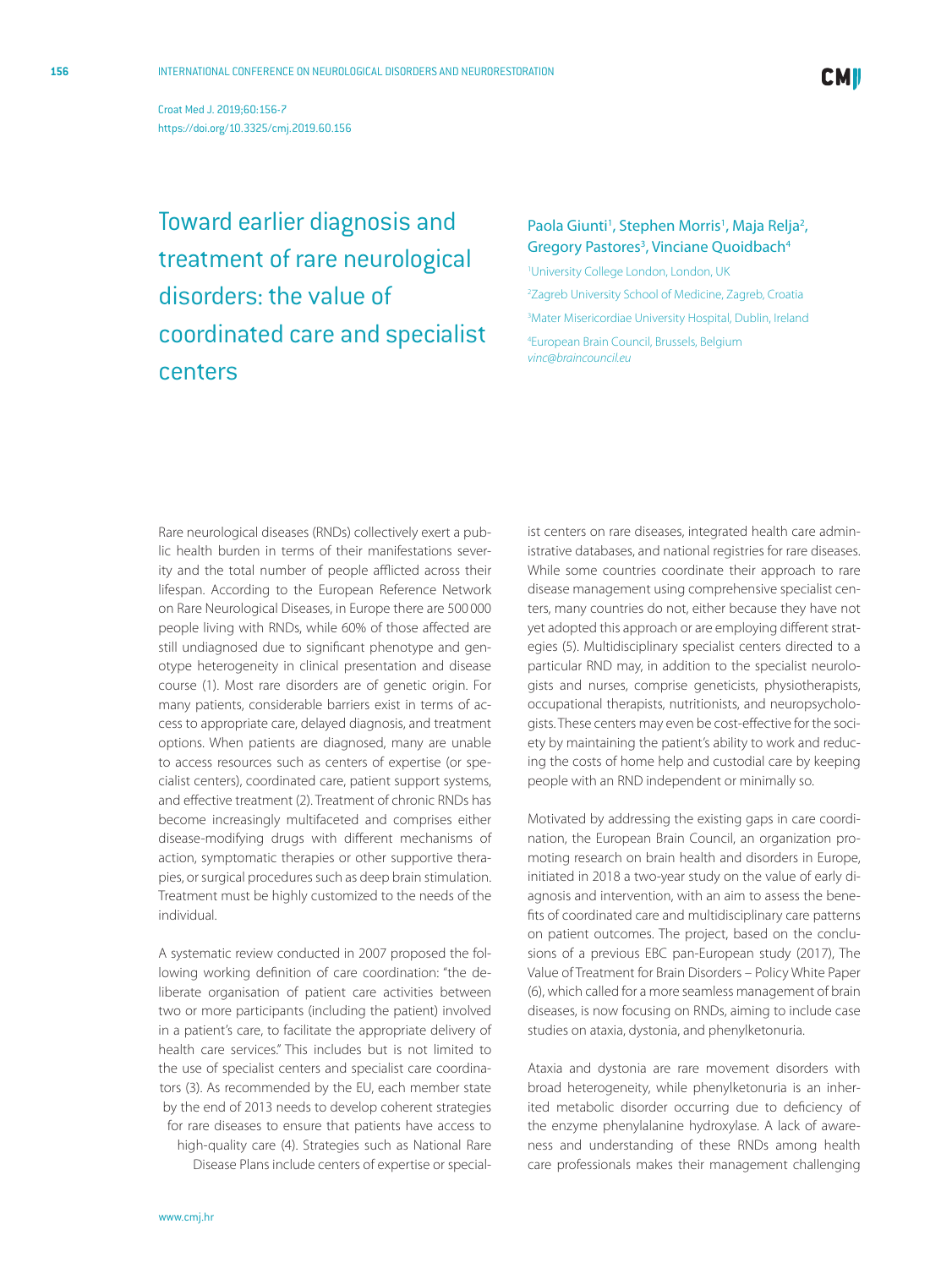Croat Med J. 2019;60:156-7

https://doi.org/10.3325/cmj.2019.60.156

# Toward earlier diagnosis and treatment of rare neurological disorders: the value of coordinated care and specialist centers

Paola Giunti[1], Stephen Morris[1], Maja Relja[2], Gregory Pastores[3], Vinciane Quoidbach[4]

[1]University College London, London, UK

[2]Zagreb University School of Medicine, Zagreb, Croatia

[3]Mater Misericordiae University Hospital, Dublin, Ireland

[4]European Brain Council, Brussels, Belgium

*vinc@braincouncil.eu*

Rare neurological diseases (RNDs) collectively exert a public health burden in terms of their manifestations severity and the total number of people afflicted across their lifespan. According to the European Reference Network on Rare Neurological Diseases, in Europe there are 500 000 people living with RNDs, while 60% of those affected are still undiagnosed due to significant phenotype and genotype heterogeneity in clinical presentation and disease course (1). Most rare disorders are of genetic origin. For many patients, considerable barriers exist in terms of access to appropriate care, delayed diagnosis, and treatment options. When patients are diagnosed, many are unable to access resources such as centers of expertise (or specialist centers), coordinated care, patient support systems, and effective treatment (2). Treatment of chronic RNDs has become increasingly multifaceted and comprises either disease-modifying drugs with different mechanisms of action, symptomatic therapies or other supportive therapies, or surgical procedures such as deep brain stimulation. Treatment must be highly customized to the needs of the individual.

A systematic review conducted in 2007 proposed the following working definition of care coordination: "the deliberate organisation of patient care activities between two or more participants (including the patient) involved in a patient's care, to facilitate the appropriate delivery of health care services." This includes but is not limited to the use of specialist centers and specialist care coordinators (3). As recommended by the EU, each member state by the end of 2013 needs to develop coherent strategies for rare diseases to ensure that patients have access to high-quality care (4). Strategies such as National Rare Disease Plans include centers of expertise or specialist centers on rare diseases, integrated health care administrative databases, and national registries for rare diseases. While some countries coordinate their approach to rare disease management using comprehensive specialist centers, many countries do not, either because they have not yet adopted this approach or are employing different strategies (5). Multidisciplinary specialist centers directed to a particular RND may, in addition to the specialist neurologists and nurses, comprise geneticists, physiotherapists, occupational therapists, nutritionists, and neuropsychologists. These centers may even be cost-effective for the society by maintaining the patient's ability to work and reducing the costs of home help and custodial care by keeping people with an RND independent or minimally so.

Motivated by addressing the existing gaps in care coordination, the European Brain Council, an organization promoting research on brain health and disorders in Europe, initiated in 2018 a two-year study on the value of early diagnosis and intervention, with an aim to assess the benefits of coordinated care and multidisciplinary care patterns on patient outcomes. The project, based on the conclusions of a previous EBC pan-European study (2017), The Value of Treatment for Brain Disorders – Policy White Paper (6), which called for a more seamless management of brain diseases, is now focusing on RNDs, aiming to include case studies on ataxia, dystonia, and phenylketonuria.

Ataxia and dystonia are rare movement disorders with broad heterogeneity, while phenylketonuria is an inherited metabolic disorder occurring due to deficiency of the enzyme phenylalanine hydroxylase. A lack of awareness and understanding of these RNDs among health care professionals makes their management challenging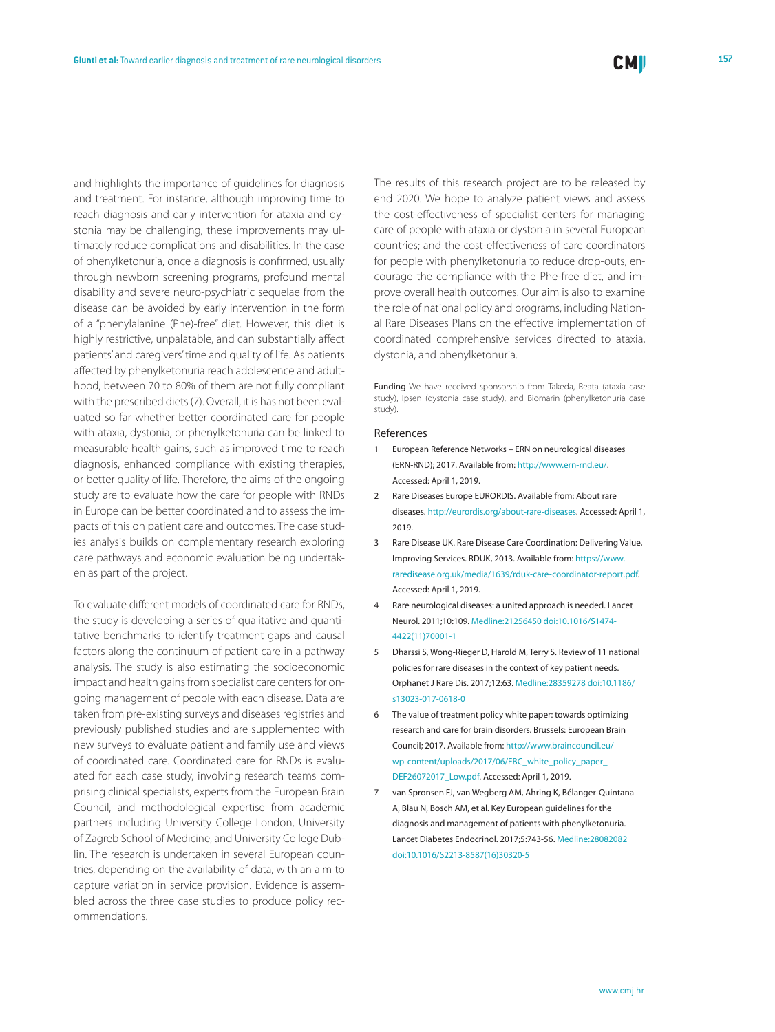and highlights the importance of guidelines for diagnosis and treatment. For instance, although improving time to reach diagnosis and early intervention for ataxia and dystonia may be challenging, these improvements may ultimately reduce complications and disabilities. In the case of phenylketonuria, once a diagnosis is confirmed, usually through newborn screening programs, profound mental disability and severe neuro-psychiatric sequelae from the disease can be avoided by early intervention in the form of a "phenylalanine (Phe)-free" diet. However, this diet is highly restrictive, unpalatable, and can substantially affect patients' and caregivers' time and quality of life. As patients affected by phenylketonuria reach adolescence and adulthood, between 70 to 80% of them are not fully compliant with the prescribed diets (7). Overall, it is has not been evaluated so far whether better coordinated care for people with ataxia, dystonia, or phenylketonuria can be linked to measurable health gains, such as improved time to reach diagnosis, enhanced compliance with existing therapies, or better quality of life. Therefore, the aims of the ongoing study are to evaluate how the care for people with RNDs in Europe can be better coordinated and to assess the impacts of this on patient care and outcomes. The case studies analysis builds on complementary research exploring care pathways and economic evaluation being undertaken as part of the project.

To evaluate different models of coordinated care for RNDs, the study is developing a series of qualitative and quantitative benchmarks to identify treatment gaps and causal factors along the continuum of patient care in a pathway analysis. The study is also estimating the socioeconomic impact and health gains from specialist care centers for ongoing management of people with each disease. Data are taken from pre-existing surveys and diseases registries and previously published studies and are supplemented with new surveys to evaluate patient and family use and views of coordinated care. Coordinated care for RNDs is evaluated for each case study, involving research teams comprising clinical specialists, experts from the European Brain Council, and methodological expertise from academic partners including University College London, University of Zagreb School of Medicine, and University College Dublin. The research is undertaken in several European countries, depending on the availability of data, with an aim to capture variation in service provision. Evidence is assembled across the three case studies to produce policy recommendations.

The results of this research project are to be released by end 2020. We hope to analyze patient views and assess the cost-effectiveness of specialist centers for managing care of people with ataxia or dystonia in several European countries; and the cost-effectiveness of care coordinators for people with phenylketonuria to reduce drop-outs, encourage the compliance with the Phe-free diet, and improve overall health outcomes. Our aim is also to examine the role of national policy and programs, including National Rare Diseases Plans on the effective implementation of coordinated comprehensive services directed to ataxia, dystonia, and phenylketonuria.

**Funding** We have received sponsorship from Takeda, Reata (ataxia case study), Ipsen (dystonia case study), and Biomarin (phenylketonuria case study).

## References

1. European Reference Networks – ERN on neurological diseases (ERN-RND); 2017. Available from: http://www.ern-rnd.eu/. Accessed: April 1, 2019.
2. Rare Diseases Europe EURORDIS. Available from: About rare diseases. http://eurordis.org/about-rare-diseases. Accessed: April 1, 2019.
3. Rare Disease UK. Rare Disease Care Coordination: Delivering Value, Improving Services. RDUK, 2013. Available from: https://www.raredisease.org.uk/media/1639/rduk-care-coordinator-report.pdf. Accessed: April 1, 2019.
4. Rare neurological diseases: a united approach is needed. Lancet Neurol. 2011;10:109. Medline:21256450 doi:10.1016/S1474-4422(11)70001-1
5. Dharssi S, Wong-Rieger D, Harold M, Terry S. Review of 11 national policies for rare diseases in the context of key patient needs. Orphanet J Rare Dis. 2017;12:63. Medline:28359278 doi:10.1186/s13023-017-0618-0
6. The value of treatment policy white paper: towards optimizing research and care for brain disorders. Brussels: European Brain Council; 2017. Available from: http://www.braincouncil.eu/wp-content/uploads/2017/06/EBC_white_policy_paper_DEF26072017_Low.pdf. Accessed: April 1, 2019.
7. van Spronsen FJ, van Wegberg AM, Ahring K, Bélanger-Quintana A, Blau N, Bosch AM, et al. Key European guidelines for the diagnosis and management of patients with phenylketonuria. Lancet Diabetes Endocrinol. 2017;5:743-56. Medline:28082082 doi:10.1016/S2213-8587(16)30320-5